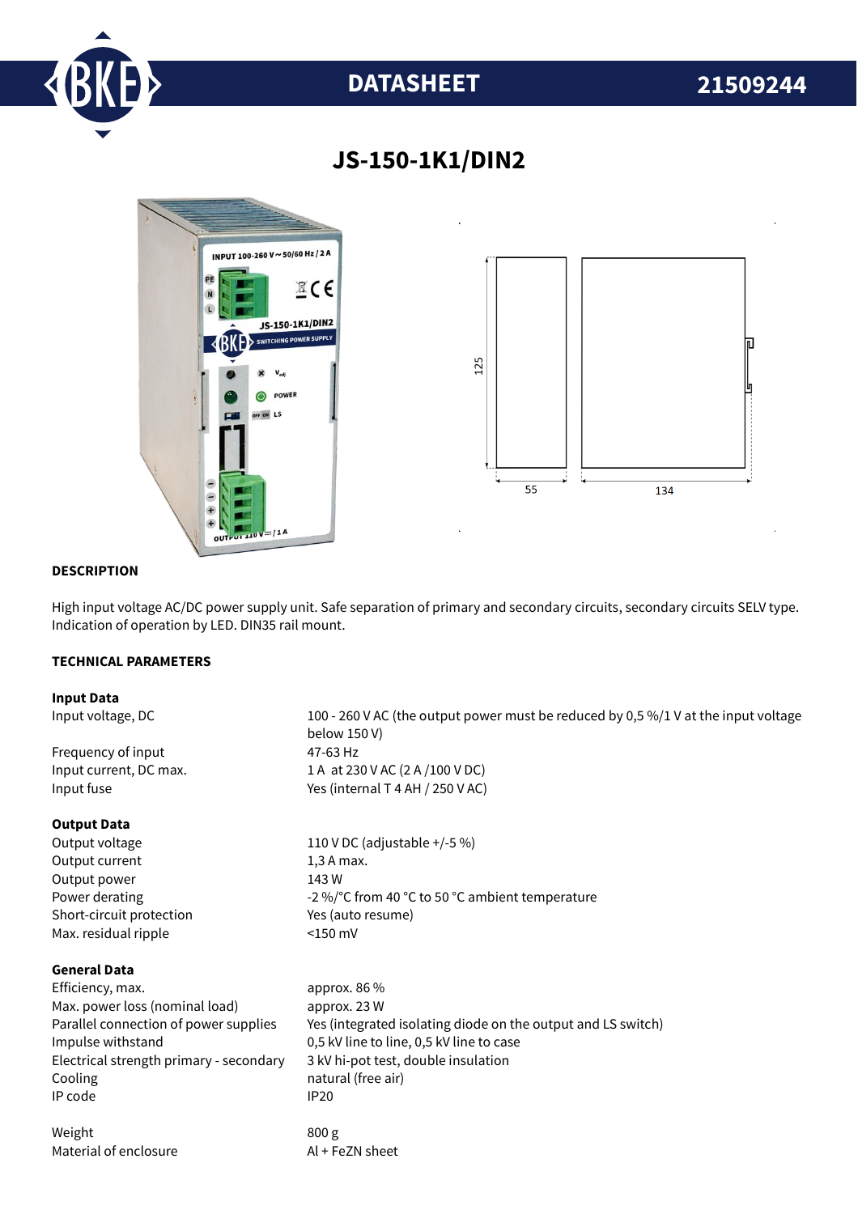DATASHEET **21509244**

# JS-150-1K1/DIN2

### DESCRIPTION

High input voltage AC/DC power supply unit. Safe separation of primary and secondary circuits, secondary circuits SELV type. Indication of operation by LED. DIN35 rail mount.

### TECHNICAL PARAMETERS

**Input Data**

| | |
|---|---|
| Input voltage, DC | 100 - 260 V AC (the output power must be reduced by 0,5 %/1 V at the input voltage below 150 V) |
| Frequency of input | 47-63 Hz |
| Input current, DC max. | 1 A at 230 V AC (2 A /100 V DC) |
| Input fuse | Yes (internal T 4 AH / 250 V AC) |

**Output Data**

| | |
|---|---|
| Output voltage | 110 V DC (adjustable +/-5 %) |
| Output current | 1,3 A max. |
| Output power | 143 W |
| Power derating | -2 %/°C from 40 °C to 50 °C ambient temperature |
| Short-circuit protection | Yes (auto resume) |
| Max. residual ripple | <150 mV |

**General Data**

| | |
|---|---|
| Efficiency, max. | approx. 86 % |
| Max. power loss (nominal load) | approx. 23 W |
| Parallel connection of power supplies | Yes (integrated isolating diode on the output and LS switch) |
| Impulse withstand | 0,5 kV line to line, 0,5 kV line to case |
| Electrical strength primary - secondary | 3 kV hi-pot test, double insulation |
| Cooling | natural (free air) |
| IP code | IP20 |
| Weight | 800 g |
| Material of enclosure | Al + FeZN sheet |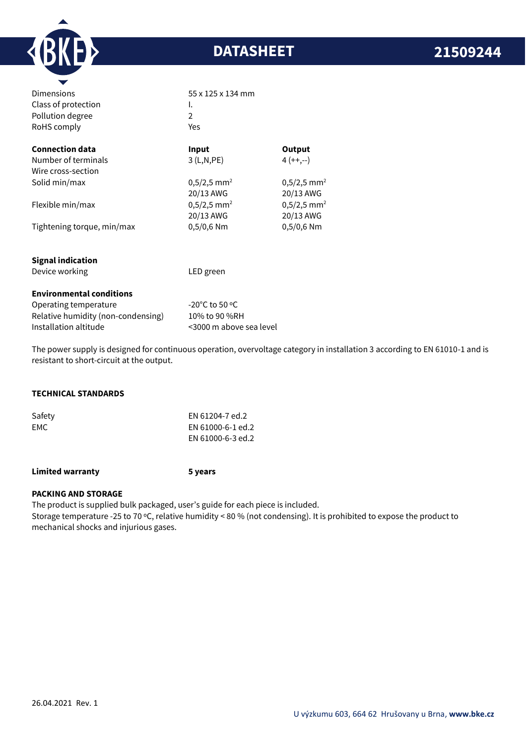| | |
|---|---|
| Dimensions | 55 x 125 x 134 mm |
| Class of protection | I. |
| Pollution degree | 2 |
| RoHS comply | Yes |

| **Connection data** | **Input** | **Output** |
|---|---|---|
| Number of terminals | 3 (L,N,PE) | 4 (++,--) |
| Wire cross-section | | |
| Solid min/max | 0,5/2,5 mm$^2$<br>20/13 AWG | 0,5/2,5 mm$^2$<br>20/13 AWG |
| Flexible min/max | 0,5/2,5 mm$^2$<br>20/13 AWG | 0,5/2,5 mm$^2$<br>20/13 AWG |
| Tightening torque, min/max | 0,5/0,6 Nm | 0,5/0,6 Nm |

| **Signal indication** | |
|---|---|
| Device working | LED green |

| **Environmental conditions** | |
|---|---|
| Operating temperature | -20°C to 50 °C |
| Relative humidity (non-condensing) | 10% to 90 %RH |
| Installation altitude | <3000 m above sea level |

The power supply is designed for continuous operation, overvoltage category in installation 3 according to EN 61010-1 and is resistant to short-circuit at the output.

## TECHNICAL STANDARDS

| | |
|---|---|
| Safety | EN 61204-7 ed.2 |
| EMC | EN 61000-6-1 ed.2 |
| | EN 61000-6-3 ed.2 |

**Limited warranty** **5 years**

## PACKING AND STORAGE

The product is supplied bulk packaged, user's guide for each piece is included.
Storage temperature -25 to 70 °C, relative humidity < 80 % (not condensing). It is prohibited to expose the product to mechanical shocks and injurious gases.

26.04.2021 Rev. 1